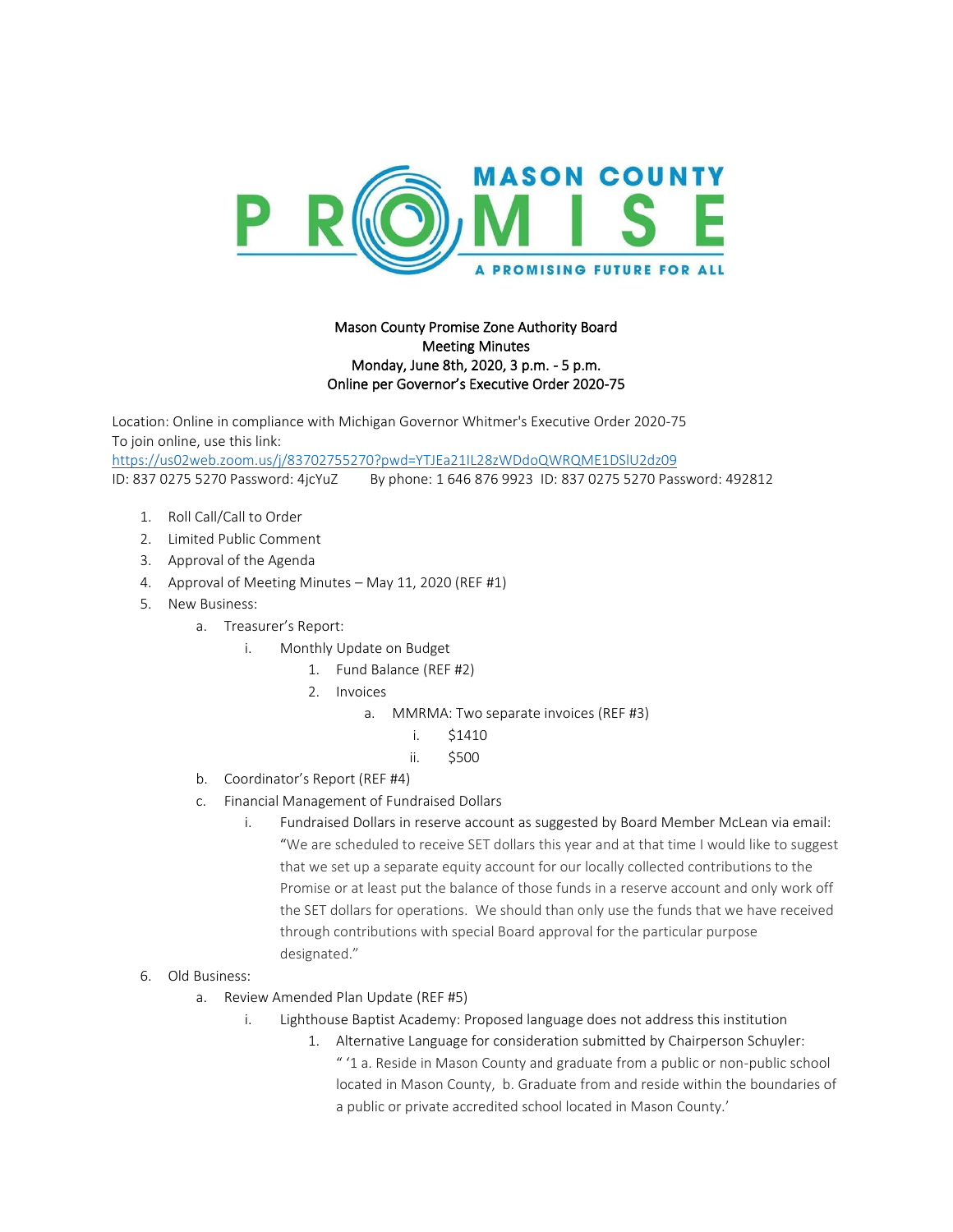MASON COUNTY PROMISE — A PROMISING FUTURE FOR ALL

Mason County Promise Zone Authority Board
Meeting Minutes
Monday, June 8th, 2020, 3 p.m. - 5 p.m.
Online per Governor's Executive Order 2020-75

Location: Online in compliance with Michigan Governor Whitmer's Executive Order 2020-75
To join online, use this link:
https://us02web.zoom.us/j/83702755270?pwd=YTJEa21IL28zWDdoQWRQME1DSlU2dz09
ID: 837 0275 5270 Password: 4jcYuZ By phone: 1 646 876 9923 ID: 837 0275 5270 Password: 492812

1. Roll Call/Call to Order
2. Limited Public Comment
3. Approval of the Agenda
4. Approval of Meeting Minutes – May 11, 2020 (REF #1)
5. New Business:
   a. Treasurer's Report:
      i. Monthly Update on Budget
         1. Fund Balance (REF #2)
         2. Invoices
            a. MMRMA: Two separate invoices (REF #3)
               i. $1410
               ii. $500
   b. Coordinator's Report (REF #4)
   c. Financial Management of Fundraised Dollars
      i. Fundraised Dollars in reserve account as suggested by Board Member McLean via email: "We are scheduled to receive SET dollars this year and at that time I would like to suggest that we set up a separate equity account for our locally collected contributions to the Promise or at least put the balance of those funds in a reserve account and only work off the SET dollars for operations. We should than only use the funds that we have received through contributions with special Board approval for the particular purpose designated."
6. Old Business:
   a. Review Amended Plan Update (REF #5)
      i. Lighthouse Baptist Academy: Proposed language does not address this institution
         1. Alternative Language for consideration submitted by Chairperson Schuyler: " '1 a. Reside in Mason County and graduate from a public or non-public school located in Mason County, b. Graduate from and reside within the boundaries of a public or private accredited school located in Mason County.'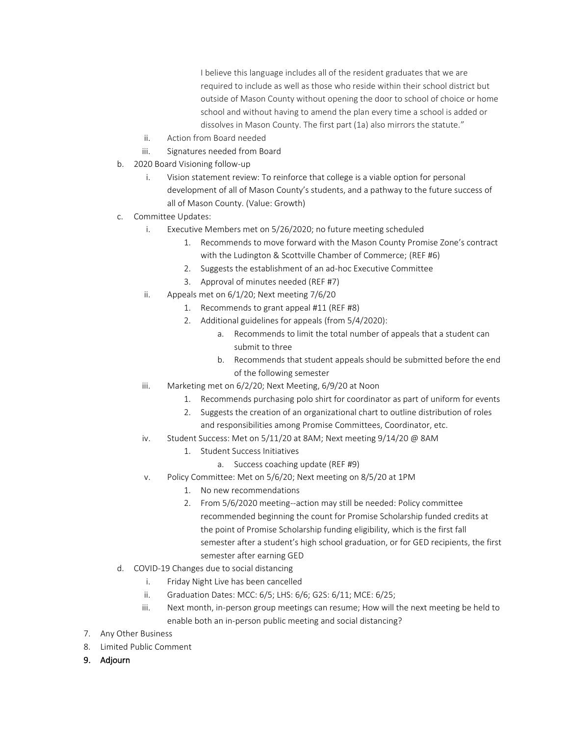I believe this language includes all of the resident graduates that we are required to include as well as those who reside within their school district but outside of Mason County without opening the door to school of choice or home school and without having to amend the plan every time a school is added or dissolves in Mason County. The first part (1a) also mirrors the statute."

   ii. Action from Board needed
   iii. Signatures needed from Board

b. 2020 Board Visioning follow-up
   i. Vision statement review: To reinforce that college is a viable option for personal development of all of Mason County's students, and a pathway to the future success of all of Mason County. (Value: Growth)

c. Committee Updates:
   i. Executive Members met on 5/26/2020; no future meeting scheduled
      1. Recommends to move forward with the Mason County Promise Zone's contract with the Ludington & Scottville Chamber of Commerce; (REF #6)
      2. Suggests the establishment of an ad-hoc Executive Committee
      3. Approval of minutes needed (REF #7)
   ii. Appeals met on 6/1/20; Next meeting 7/6/20
      1. Recommends to grant appeal #11 (REF #8)
      2. Additional guidelines for appeals (from 5/4/2020):
         a. Recommends to limit the total number of appeals that a student can submit to three
         b. Recommends that student appeals should be submitted before the end of the following semester
   iii. Marketing met on 6/2/20; Next Meeting, 6/9/20 at Noon
      1. Recommends purchasing polo shirt for coordinator as part of uniform for events
      2. Suggests the creation of an organizational chart to outline distribution of roles and responsibilities among Promise Committees, Coordinator, etc.
   iv. Student Success: Met on 5/11/20 at 8AM; Next meeting 9/14/20 @ 8AM
      1. Student Success Initiatives
         a. Success coaching update (REF #9)
   v. Policy Committee: Met on 5/6/20; Next meeting on 8/5/20 at 1PM
      1. No new recommendations
      2. From 5/6/2020 meeting--action may still be needed: Policy committee recommended beginning the count for Promise Scholarship funded credits at the point of Promise Scholarship funding eligibility, which is the first fall semester after a student's high school graduation, or for GED recipients, the first semester after earning GED

d. COVID-19 Changes due to social distancing
   i. Friday Night Live has been cancelled
   ii. Graduation Dates: MCC: 6/5; LHS: 6/6; G2S: 6/11; MCE: 6/25;
   iii. Next month, in-person group meetings can resume; How will the next meeting be held to enable both an in-person public meeting and social distancing?

7. Any Other Business
8. Limited Public Comment
9. **Adjourn**